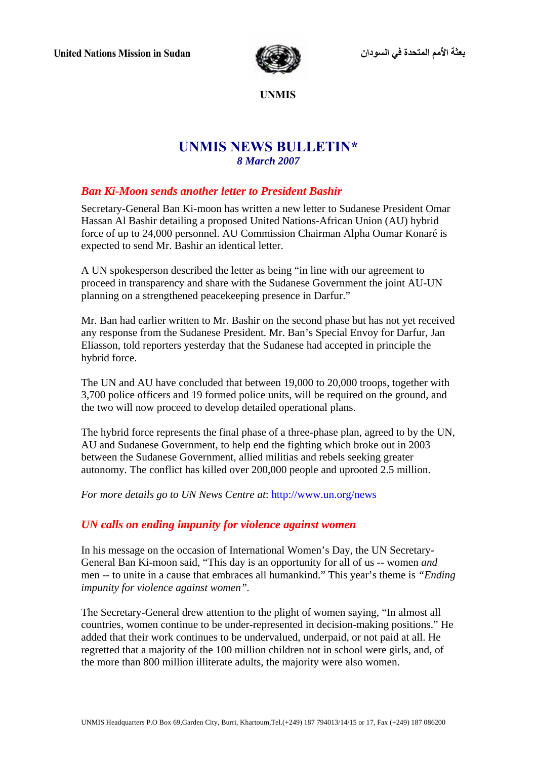United Nations Mission in Sudan

بعثة الأمم المتحدة في السودان

**UNMIS**

# UNMIS NEWS BULLETIN*

*8 March 2007*

## *Ban Ki-Moon sends another letter to President Bashir*

Secretary-General Ban Ki-moon has written a new letter to Sudanese President Omar Hassan Al Bashir detailing a proposed United Nations-African Union (AU) hybrid force of up to 24,000 personnel. AU Commission Chairman Alpha Oumar Konaré is expected to send Mr. Bashir an identical letter.

A UN spokesperson described the letter as being "in line with our agreement to proceed in transparency and share with the Sudanese Government the joint AU-UN planning on a strengthened peacekeeping presence in Darfur."

Mr. Ban had earlier written to Mr. Bashir on the second phase but has not yet received any response from the Sudanese President. Mr. Ban's Special Envoy for Darfur, Jan Eliasson, told reporters yesterday that the Sudanese had accepted in principle the hybrid force.

The UN and AU have concluded that between 19,000 to 20,000 troops, together with 3,700 police officers and 19 formed police units, will be required on the ground, and the two will now proceed to develop detailed operational plans.

The hybrid force represents the final phase of a three-phase plan, agreed to by the UN, AU and Sudanese Government, to help end the fighting which broke out in 2003 between the Sudanese Government, allied militias and rebels seeking greater autonomy. The conflict has killed over 200,000 people and uprooted 2.5 million.

*For more details go to UN News Centre at*: http://www.un.org/news

## *UN calls on ending impunity for violence against women*

In his message on the occasion of International Women's Day, the UN Secretary-General Ban Ki-moon said, "This day is an opportunity for all of us -- women *and* men -- to unite in a cause that embraces all humankind." This year's theme is *"Ending impunity for violence against women"*.

The Secretary-General drew attention to the plight of women saying, "In almost all countries, women continue to be under-represented in decision-making positions." He added that their work continues to be undervalued, underpaid, or not paid at all. He regretted that a majority of the 100 million children not in school were girls, and, of the more than 800 million illiterate adults, the majority were also women.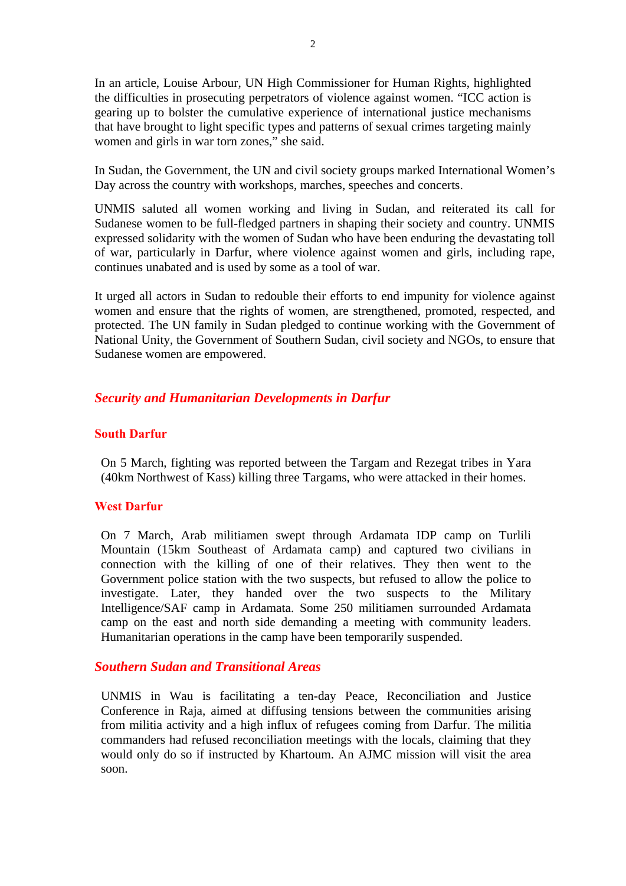In an article, Louise Arbour, UN High Commissioner for Human Rights, highlighted the difficulties in prosecuting perpetrators of violence against women. "ICC action is gearing up to bolster the cumulative experience of international justice mechanisms that have brought to light specific types and patterns of sexual crimes targeting mainly women and girls in war torn zones," she said.

In Sudan, the Government, the UN and civil society groups marked International Women's Day across the country with workshops, marches, speeches and concerts.

UNMIS saluted all women working and living in Sudan, and reiterated its call for Sudanese women to be full-fledged partners in shaping their society and country. UNMIS expressed solidarity with the women of Sudan who have been enduring the devastating toll of war, particularly in Darfur, where violence against women and girls, including rape, continues unabated and is used by some as a tool of war.

It urged all actors in Sudan to redouble their efforts to end impunity for violence against women and ensure that the rights of women, are strengthened, promoted, respected, and protected. The UN family in Sudan pledged to continue working with the Government of National Unity, the Government of Southern Sudan, civil society and NGOs, to ensure that Sudanese women are empowered.

## *Security and Humanitarian Developments in Darfur*

### South Darfur

On 5 March, fighting was reported between the Targam and Rezegat tribes in Yara (40km Northwest of Kass) killing three Targams, who were attacked in their homes.

### West Darfur

On 7 March, Arab militiamen swept through Ardamata IDP camp on Turlili Mountain (15km Southeast of Ardamata camp) and captured two civilians in connection with the killing of one of their relatives. They then went to the Government police station with the two suspects, but refused to allow the police to investigate. Later, they handed over the two suspects to the Military Intelligence/SAF camp in Ardamata. Some 250 militiamen surrounded Ardamata camp on the east and north side demanding a meeting with community leaders. Humanitarian operations in the camp have been temporarily suspended.

## *Southern Sudan and Transitional Areas*

UNMIS in Wau is facilitating a ten-day Peace, Reconciliation and Justice Conference in Raja, aimed at diffusing tensions between the communities arising from militia activity and a high influx of refugees coming from Darfur. The militia commanders had refused reconciliation meetings with the locals, claiming that they would only do so if instructed by Khartoum. An AJMC mission will visit the area soon.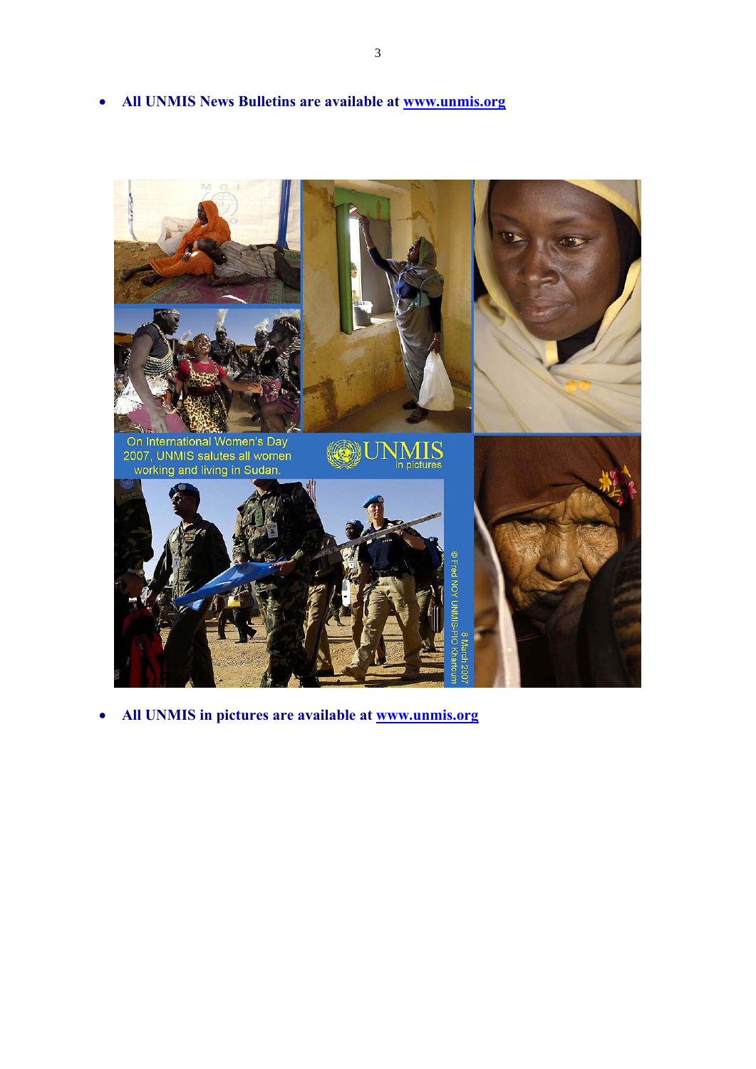- **All UNMIS News Bulletins are available at [www.unmis.org](http://www.unmis.org)**

On International Women's Day 2007, UNMIS salutes all women working and living in Sudan.

UNMIS in pictures

© Fred NOY UNMIS-PIO Khartoum 8 March 2007

- **All UNMIS in pictures are available at [www.unmis.org](http://www.unmis.org)**